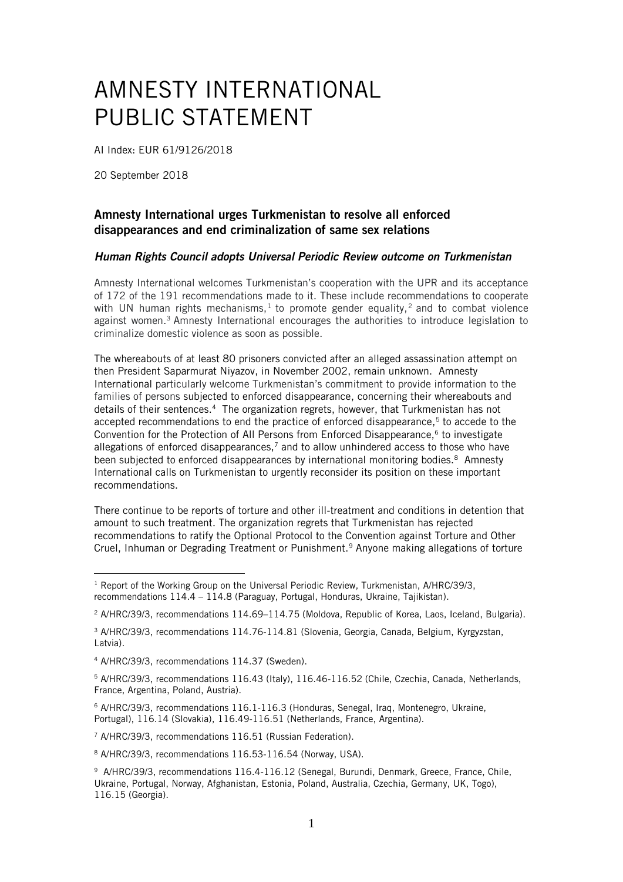# AMNESTY INTERNATIONAL PUBLIC STATEMENT

AI Index: EUR 61/9126/2018

20 September 2018

### Amnesty International urges Turkmenistan to resolve all enforced disappearances and end criminalization of same sex relations

#### *Human Rights Council adopts Universal Periodic Review outcome on Turkmenistan*

Amnesty International welcomes Turkmenistan's cooperation with the UPR and its acceptance of 172 of the 191 recommendations made to it. These include recommendations to cooperate with UN human rights mechanisms,[1] to promote gender equality,[2] and to combat violence against women.[3] Amnesty International encourages the authorities to introduce legislation to criminalize domestic violence as soon as possible.

The whereabouts of at least 80 prisoners convicted after an alleged assassination attempt on then President Saparmurat Niyazov, in November 2002, remain unknown. Amnesty International particularly welcome Turkmenistan's commitment to provide information to the families of persons subjected to enforced disappearance, concerning their whereabouts and details of their sentences.[4] The organization regrets, however, that Turkmenistan has not accepted recommendations to end the practice of enforced disappearance,[5] to accede to the Convention for the Protection of All Persons from Enforced Disappearance,[6] to investigate allegations of enforced disappearances,[7] and to allow unhindered access to those who have been subjected to enforced disappearances by international monitoring bodies.[8] Amnesty International calls on Turkmenistan to urgently reconsider its position on these important recommendations.

There continue to be reports of torture and other ill-treatment and conditions in detention that amount to such treatment. The organization regrets that Turkmenistan has rejected recommendations to ratify the Optional Protocol to the Convention against Torture and Other Cruel, Inhuman or Degrading Treatment or Punishment.[9] Anyone making allegations of torture

---

[1] Report of the Working Group on the Universal Periodic Review, Turkmenistan, A/HRC/39/3, recommendations 114.4 – 114.8 (Paraguay, Portugal, Honduras, Ukraine, Tajikistan).

[2] A/HRC/39/3, recommendations 114.69–114.75 (Moldova, Republic of Korea, Laos, Iceland, Bulgaria).

[3] A/HRC/39/3, recommendations 114.76-114.81 (Slovenia, Georgia, Canada, Belgium, Kyrgyzstan, Latvia).

[4] A/HRC/39/3, recommendations 114.37 (Sweden).

[5] A/HRC/39/3, recommendations 116.43 (Italy), 116.46-116.52 (Chile, Czechia, Canada, Netherlands, France, Argentina, Poland, Austria).

[6] A/HRC/39/3, recommendations 116.1-116.3 (Honduras, Senegal, Iraq, Montenegro, Ukraine, Portugal), 116.14 (Slovakia), 116.49-116.51 (Netherlands, France, Argentina).

[7] A/HRC/39/3, recommendations 116.51 (Russian Federation).

[8] A/HRC/39/3, recommendations 116.53-116.54 (Norway, USA).

[9] A/HRC/39/3, recommendations 116.4-116.12 (Senegal, Burundi, Denmark, Greece, France, Chile, Ukraine, Portugal, Norway, Afghanistan, Estonia, Poland, Australia, Czechia, Germany, UK, Togo), 116.15 (Georgia).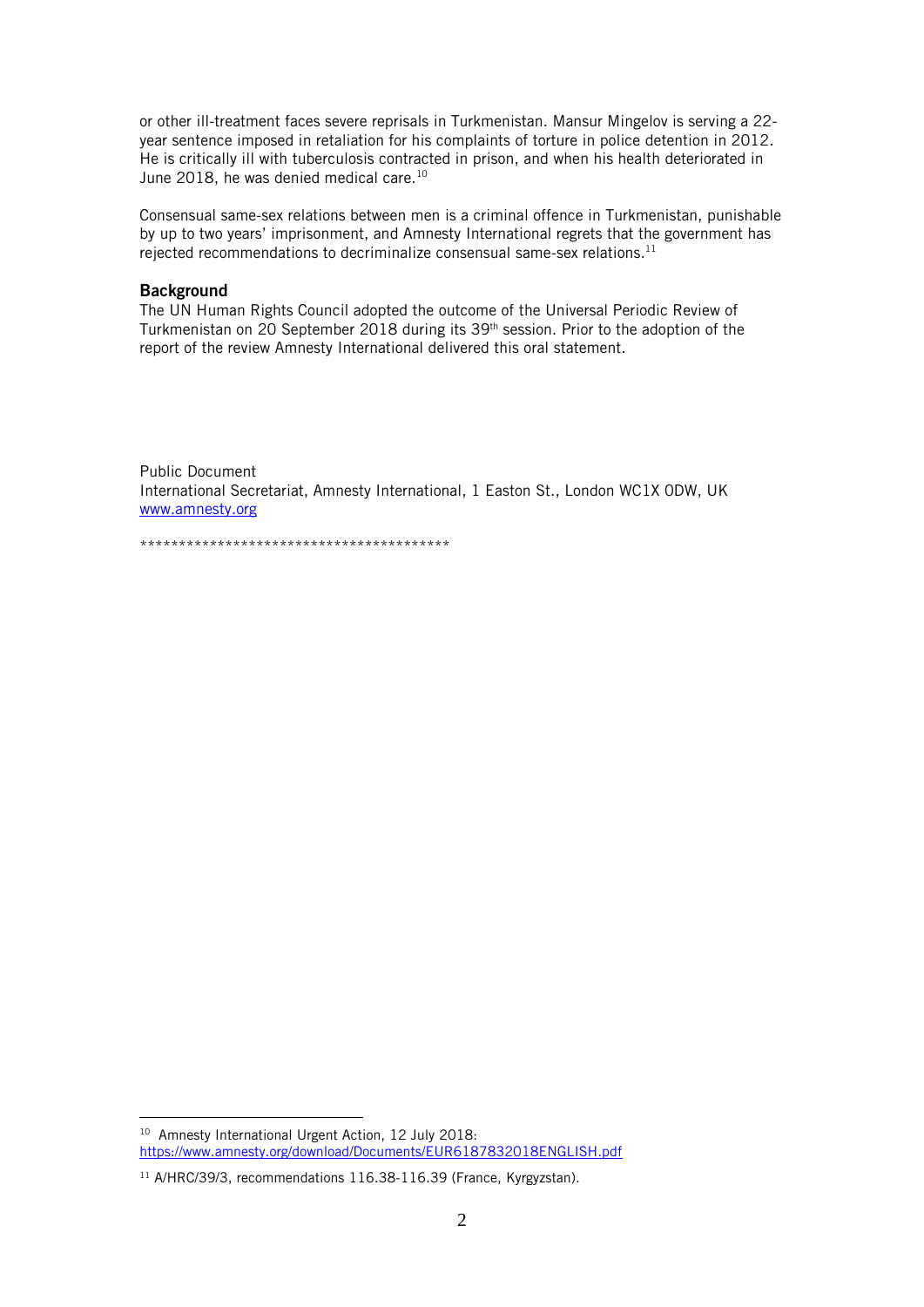or other ill-treatment faces severe reprisals in Turkmenistan. Mansur Mingelov is serving a 22-year sentence imposed in retaliation for his complaints of torture in police detention in 2012. He is critically ill with tuberculosis contracted in prison, and when his health deteriorated in June 2018, he was denied medical care.[10]

Consensual same-sex relations between men is a criminal offence in Turkmenistan, punishable by up to two years' imprisonment, and Amnesty International regrets that the government has rejected recommendations to decriminalize consensual same-sex relations.[11]

## Background

The UN Human Rights Council adopted the outcome of the Universal Periodic Review of Turkmenistan on 20 September 2018 during its 39th session. Prior to the adoption of the report of the review Amnesty International delivered this oral statement.

Public Document
International Secretariat, Amnesty International, 1 Easton St., London WC1X 0DW, UK
www.amnesty.org

****************************************

[10] Amnesty International Urgent Action, 12 July 2018: https://www.amnesty.org/download/Documents/EUR6187832018ENGLISH.pdf

[11] A/HRC/39/3, recommendations 116.38-116.39 (France, Kyrgyzstan).